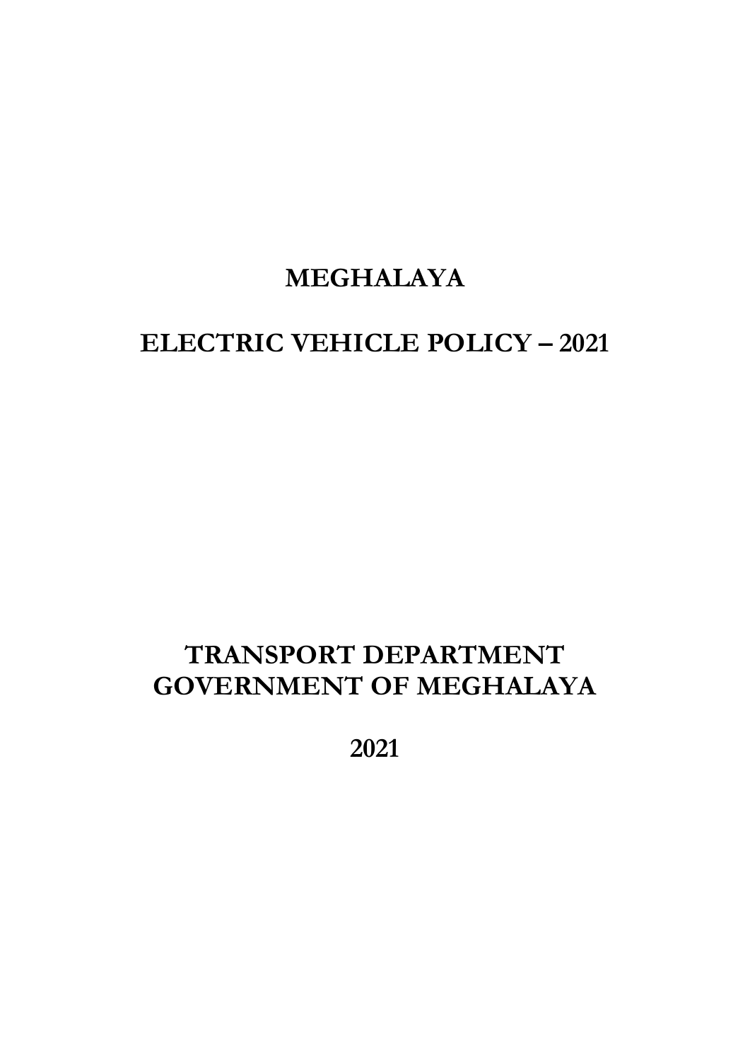# MEGHALAYA

# ELECTRIC VEHICLE POLICY – 2021

## TRANSPORT DEPARTMENT
## GOVERNMENT OF MEGHALAYA

## 2021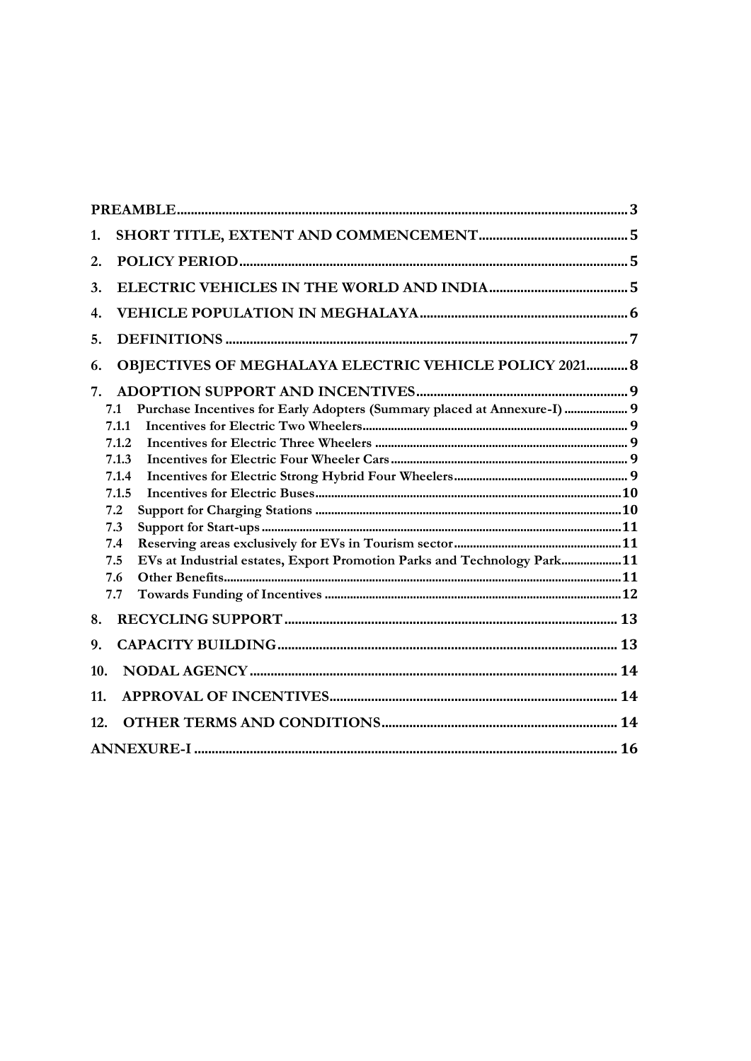| | |
|---|---|
| **PREAMBLE** | **3** |
| **1. SHORT TITLE, EXTENT AND COMMENCEMENT** | **5** |
| **2. POLICY PERIOD** | **5** |
| **3. ELECTRIC VEHICLES IN THE WORLD AND INDIA** | **5** |
| **4. VEHICLE POPULATION IN MEGHALAYA** | **6** |
| **5. DEFINITIONS** | **7** |
| **6. OBJECTIVES OF MEGHALAYA ELECTRIC VEHICLE POLICY 2021** | **8** |
| **7. ADOPTION SUPPORT AND INCENTIVES** | **9** |
| 7.1 Purchase Incentives for Early Adopters (Summary placed at Annexure-I) | 9 |
| 7.1.1 Incentives for Electric Two Wheelers | 9 |
| 7.1.2 Incentives for Electric Three Wheelers | 9 |
| 7.1.3 Incentives for Electric Four Wheeler Cars | 9 |
| 7.1.4 Incentives for Electric Strong Hybrid Four Wheelers | 9 |
| 7.1.5 Incentives for Electric Buses | 10 |
| 7.2 Support for Charging Stations | 10 |
| 7.3 Support for Start-ups | 11 |
| 7.4 Reserving areas exclusively for EVs in Tourism sector | 11 |
| 7.5 EVs at Industrial estates, Export Promotion Parks and Technology Park | 11 |
| 7.6 Other Benefits | 11 |
| 7.7 Towards Funding of Incentives | 12 |
| **8. RECYCLING SUPPORT** | **13** |
| **9. CAPACITY BUILDING** | **13** |
| **10. NODAL AGENCY** | **14** |
| **11. APPROVAL OF INCENTIVES** | **14** |
| **12. OTHER TERMS AND CONDITIONS** | **14** |
| **ANNEXURE-I** | **16** |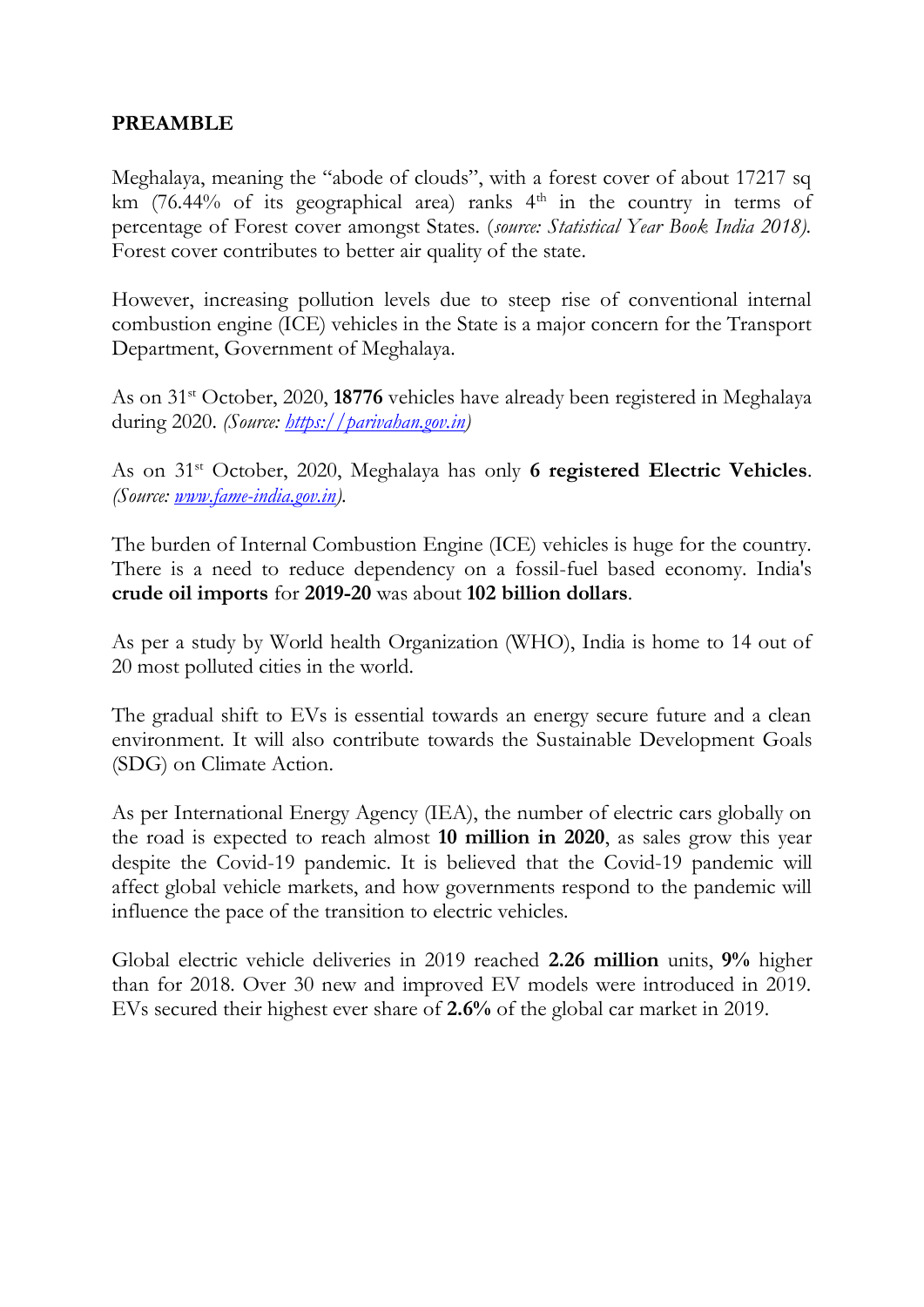## PREAMBLE

Meghalaya, meaning the "abode of clouds", with a forest cover of about 17217 sq km (76.44% of its geographical area) ranks 4th in the country in terms of percentage of Forest cover amongst States. (*source: Statistical Year Book India 2018).* Forest cover contributes to better air quality of the state.

However, increasing pollution levels due to steep rise of conventional internal combustion engine (ICE) vehicles in the State is a major concern for the Transport Department, Government of Meghalaya.

As on 31st October, 2020, **18776** vehicles have already been registered in Meghalaya during 2020. *(Source: [https://parivahan.gov.in](https://parivahan.gov.in))*

As on 31st October, 2020, Meghalaya has only **6 registered Electric Vehicles**. *(Source: [www.fame-india.gov.in](http://www.fame-india.gov.in)).*

The burden of Internal Combustion Engine (ICE) vehicles is huge for the country. There is a need to reduce dependency on a fossil-fuel based economy. India's **crude oil imports** for **2019-20** was about **102 billion dollars**.

As per a study by World health Organization (WHO), India is home to 14 out of 20 most polluted cities in the world.

The gradual shift to EVs is essential towards an energy secure future and a clean environment. It will also contribute towards the Sustainable Development Goals (SDG) on Climate Action.

As per International Energy Agency (IEA), the number of electric cars globally on the road is expected to reach almost **10 million in 2020**, as sales grow this year despite the Covid-19 pandemic. It is believed that the Covid-19 pandemic will affect global vehicle markets, and how governments respond to the pandemic will influence the pace of the transition to electric vehicles.

Global electric vehicle deliveries in 2019 reached **2.26 million** units, **9%** higher than for 2018. Over 30 new and improved EV models were introduced in 2019. EVs secured their highest ever share of **2.6%** of the global car market in 2019.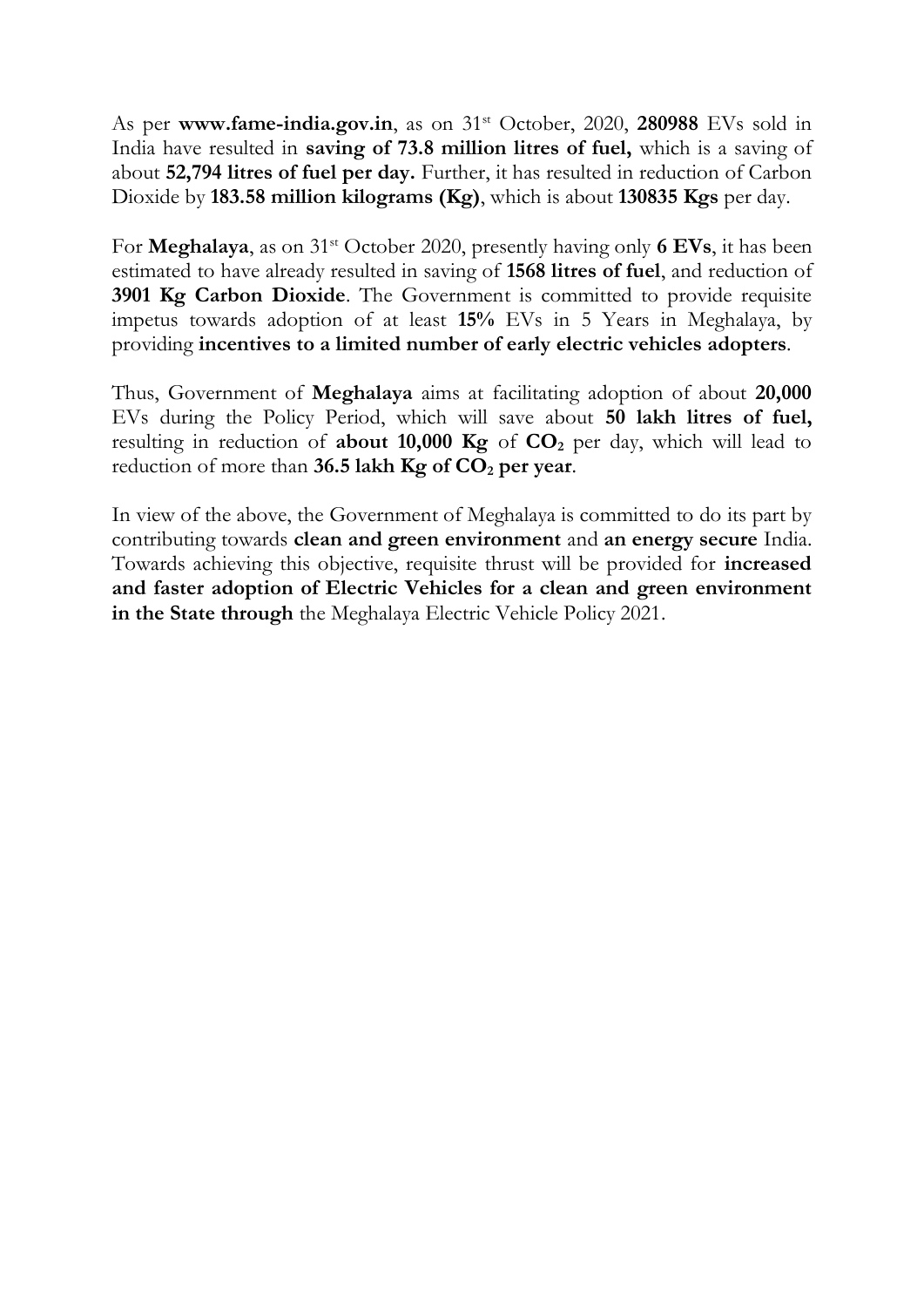As per **www.fame-india.gov.in**, as on 31st October, 2020, **280988** EVs sold in India have resulted in **saving of 73.8 million litres of fuel,** which is a saving of about **52,794 litres of fuel per day.** Further, it has resulted in reduction of Carbon Dioxide by **183.58 million kilograms (Kg)**, which is about **130835 Kgs** per day.

For **Meghalaya**, as on 31st October 2020, presently having only **6 EVs**, it has been estimated to have already resulted in saving of **1568 litres of fuel**, and reduction of **3901 Kg Carbon Dioxide**. The Government is committed to provide requisite impetus towards adoption of at least **15%** EVs in 5 Years in Meghalaya, by providing **incentives to a limited number of early electric vehicles adopters**.

Thus, Government of **Meghalaya** aims at facilitating adoption of about **20,000** EVs during the Policy Period, which will save about **50 lakh litres of fuel,** resulting in reduction of **about 10,000 Kg** of **$CO_2$** per day, which will lead to reduction of more than **36.5 lakh Kg of $CO_2$ per year**.

In view of the above, the Government of Meghalaya is committed to do its part by contributing towards **clean and green environment** and **an energy secure** India. Towards achieving this objective, requisite thrust will be provided for **increased and faster adoption of Electric Vehicles for a clean and green environment in the State through** the Meghalaya Electric Vehicle Policy 2021.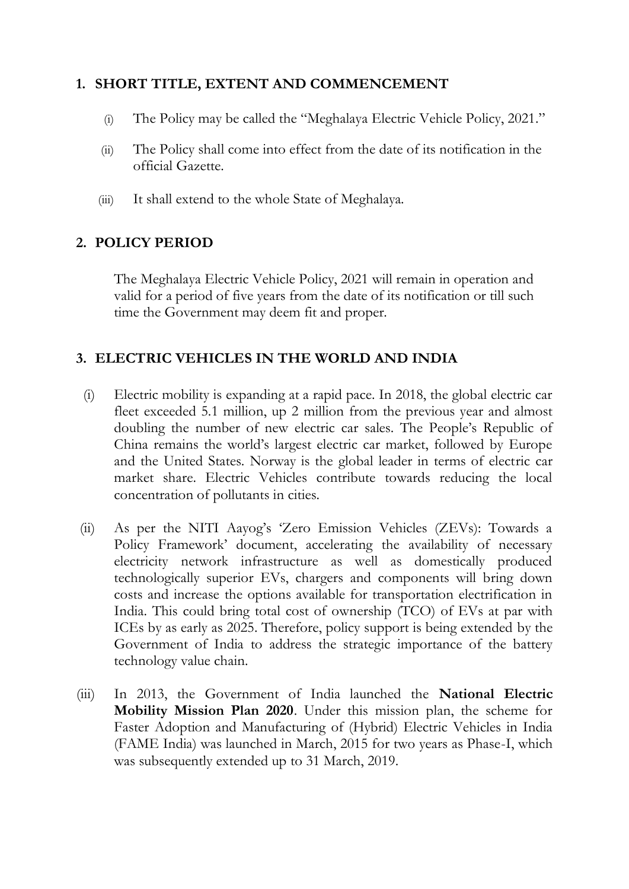## 1. SHORT TITLE, EXTENT AND COMMENCEMENT

(i) The Policy may be called the "Meghalaya Electric Vehicle Policy, 2021."

(ii) The Policy shall come into effect from the date of its notification in the official Gazette.

(iii) It shall extend to the whole State of Meghalaya.

## 2. POLICY PERIOD

The Meghalaya Electric Vehicle Policy, 2021 will remain in operation and valid for a period of five years from the date of its notification or till such time the Government may deem fit and proper.

## 3. ELECTRIC VEHICLES IN THE WORLD AND INDIA

(i) Electric mobility is expanding at a rapid pace. In 2018, the global electric car fleet exceeded 5.1 million, up 2 million from the previous year and almost doubling the number of new electric car sales. The People's Republic of China remains the world's largest electric car market, followed by Europe and the United States. Norway is the global leader in terms of electric car market share. Electric Vehicles contribute towards reducing the local concentration of pollutants in cities.

(ii) As per the NITI Aayog's 'Zero Emission Vehicles (ZEVs): Towards a Policy Framework' document, accelerating the availability of necessary electricity network infrastructure as well as domestically produced technologically superior EVs, chargers and components will bring down costs and increase the options available for transportation electrification in India. This could bring total cost of ownership (TCO) of EVs at par with ICEs by as early as 2025. Therefore, policy support is being extended by the Government of India to address the strategic importance of the battery technology value chain.

(iii) In 2013, the Government of India launched the **National Electric Mobility Mission Plan 2020**. Under this mission plan, the scheme for Faster Adoption and Manufacturing of (Hybrid) Electric Vehicles in India (FAME India) was launched in March, 2015 for two years as Phase-I, which was subsequently extended up to 31 March, 2019.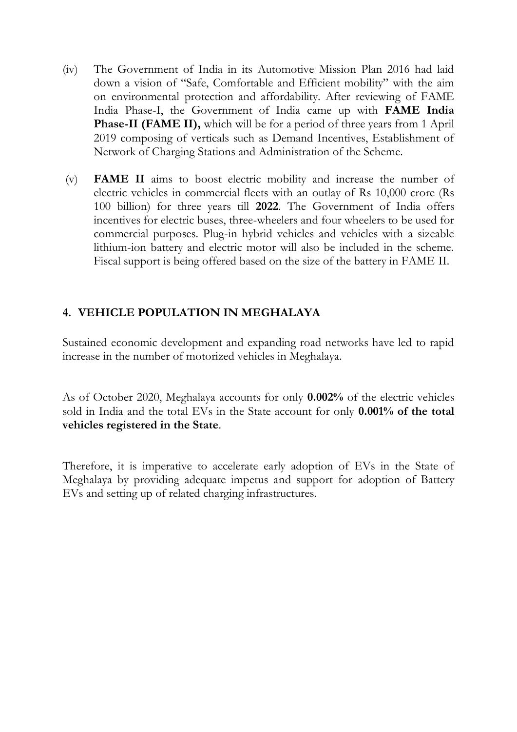(iv) The Government of India in its Automotive Mission Plan 2016 had laid down a vision of "Safe, Comfortable and Efficient mobility" with the aim on environmental protection and affordability. After reviewing of FAME India Phase-I, the Government of India came up with **FAME India Phase-II (FAME II),** which will be for a period of three years from 1 April 2019 composing of verticals such as Demand Incentives, Establishment of Network of Charging Stations and Administration of the Scheme.

(v) **FAME II** aims to boost electric mobility and increase the number of electric vehicles in commercial fleets with an outlay of Rs 10,000 crore (Rs 100 billion) for three years till **2022**. The Government of India offers incentives for electric buses, three-wheelers and four wheelers to be used for commercial purposes. Plug-in hybrid vehicles and vehicles with a sizeable lithium-ion battery and electric motor will also be included in the scheme. Fiscal support is being offered based on the size of the battery in FAME II.

## 4. VEHICLE POPULATION IN MEGHALAYA

Sustained economic development and expanding road networks have led to rapid increase in the number of motorized vehicles in Meghalaya.

As of October 2020, Meghalaya accounts for only **0.002%** of the electric vehicles sold in India and the total EVs in the State account for only **0.001% of the total vehicles registered in the State**.

Therefore, it is imperative to accelerate early adoption of EVs in the State of Meghalaya by providing adequate impetus and support for adoption of Battery EVs and setting up of related charging infrastructures.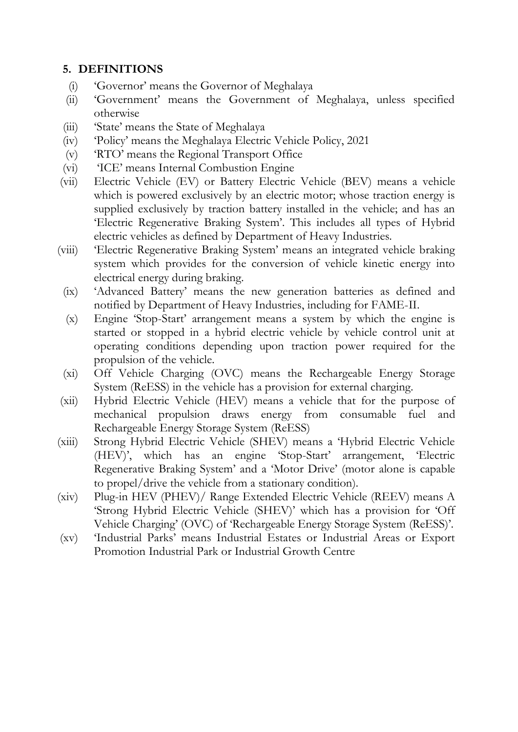## 5. DEFINITIONS

(i) 'Governor' means the Governor of Meghalaya

(ii) 'Government' means the Government of Meghalaya, unless specified otherwise

(iii) 'State' means the State of Meghalaya

(iv) 'Policy' means the Meghalaya Electric Vehicle Policy, 2021

(v) 'RTO' means the Regional Transport Office

(vi) 'ICE' means Internal Combustion Engine

(vii) Electric Vehicle (EV) or Battery Electric Vehicle (BEV) means a vehicle which is powered exclusively by an electric motor; whose traction energy is supplied exclusively by traction battery installed in the vehicle; and has an 'Electric Regenerative Braking System'. This includes all types of Hybrid electric vehicles as defined by Department of Heavy Industries.

(viii) 'Electric Regenerative Braking System' means an integrated vehicle braking system which provides for the conversion of vehicle kinetic energy into electrical energy during braking.

(ix) 'Advanced Battery' means the new generation batteries as defined and notified by Department of Heavy Industries, including for FAME-II.

(x) Engine 'Stop-Start' arrangement means a system by which the engine is started or stopped in a hybrid electric vehicle by vehicle control unit at operating conditions depending upon traction power required for the propulsion of the vehicle.

(xi) Off Vehicle Charging (OVC) means the Rechargeable Energy Storage System (ReESS) in the vehicle has a provision for external charging.

(xii) Hybrid Electric Vehicle (HEV) means a vehicle that for the purpose of mechanical propulsion draws energy from consumable fuel and Rechargeable Energy Storage System (ReESS)

(xiii) Strong Hybrid Electric Vehicle (SHEV) means a 'Hybrid Electric Vehicle (HEV)', which has an engine 'Stop-Start' arrangement, 'Electric Regenerative Braking System' and a 'Motor Drive' (motor alone is capable to propel/drive the vehicle from a stationary condition).

(xiv) Plug-in HEV (PHEV)/ Range Extended Electric Vehicle (REEV) means A 'Strong Hybrid Electric Vehicle (SHEV)' which has a provision for 'Off Vehicle Charging' (OVC) of 'Rechargeable Energy Storage System (ReESS)'.

(xv) 'Industrial Parks' means Industrial Estates or Industrial Areas or Export Promotion Industrial Park or Industrial Growth Centre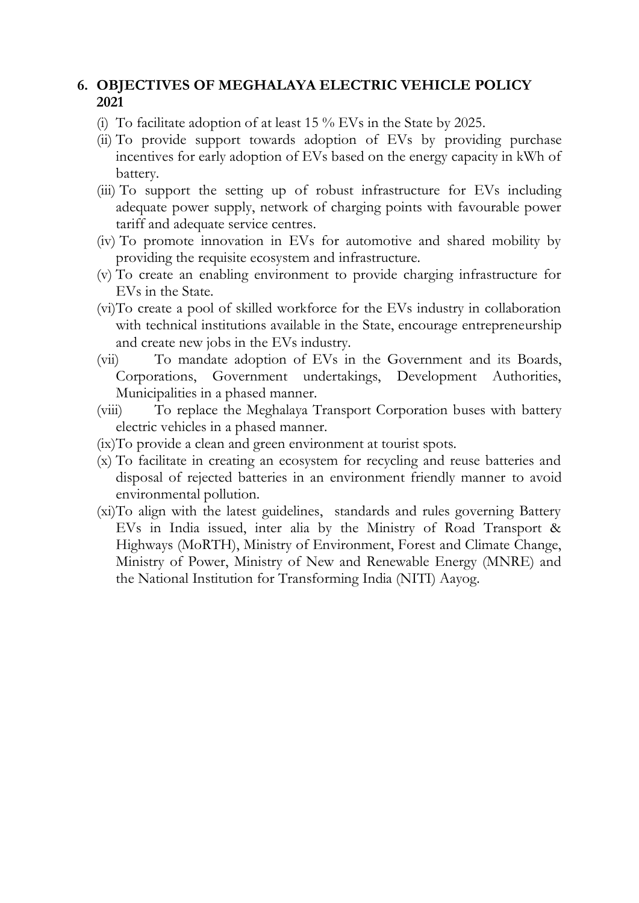## 6. OBJECTIVES OF MEGHALAYA ELECTRIC VEHICLE POLICY 2021

(i) To facilitate adoption of at least 15 % EVs in the State by 2025.

(ii) To provide support towards adoption of EVs by providing purchase incentives for early adoption of EVs based on the energy capacity in kWh of battery.

(iii) To support the setting up of robust infrastructure for EVs including adequate power supply, network of charging points with favourable power tariff and adequate service centres.

(iv) To promote innovation in EVs for automotive and shared mobility by providing the requisite ecosystem and infrastructure.

(v) To create an enabling environment to provide charging infrastructure for EVs in the State.

(vi) To create a pool of skilled workforce for the EVs industry in collaboration with technical institutions available in the State, encourage entrepreneurship and create new jobs in the EVs industry.

(vii) To mandate adoption of EVs in the Government and its Boards, Corporations, Government undertakings, Development Authorities, Municipalities in a phased manner.

(viii) To replace the Meghalaya Transport Corporation buses with battery electric vehicles in a phased manner.

(ix) To provide a clean and green environment at tourist spots.

(x) To facilitate in creating an ecosystem for recycling and reuse batteries and disposal of rejected batteries in an environment friendly manner to avoid environmental pollution.

(xi) To align with the latest guidelines, standards and rules governing Battery EVs in India issued, inter alia by the Ministry of Road Transport & Highways (MoRTH), Ministry of Environment, Forest and Climate Change, Ministry of Power, Ministry of New and Renewable Energy (MNRE) and the National Institution for Transforming India (NITI) Aayog.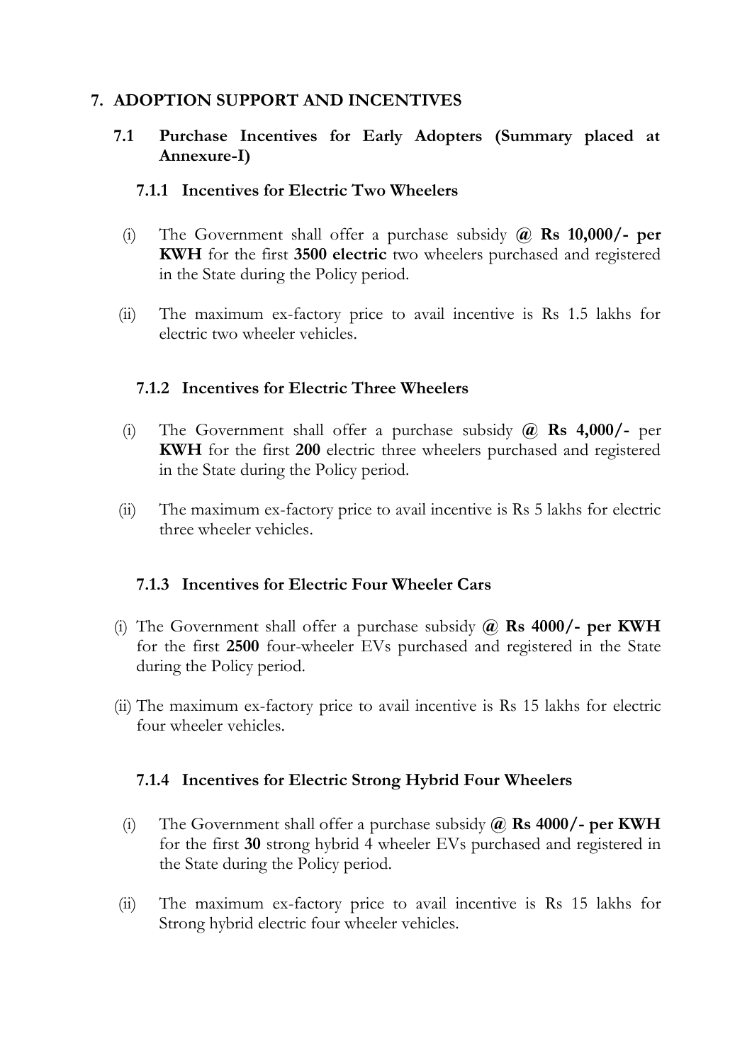## 7. ADOPTION SUPPORT AND INCENTIVES

### 7.1 Purchase Incentives for Early Adopters (Summary placed at Annexure-I)

#### 7.1.1 Incentives for Electric Two Wheelers

(i) The Government shall offer a purchase subsidy **@ Rs 10,000/- per KWH** for the first **3500 electric** two wheelers purchased and registered in the State during the Policy period.

(ii) The maximum ex-factory price to avail incentive is Rs 1.5 lakhs for electric two wheeler vehicles.

#### 7.1.2 Incentives for Electric Three Wheelers

(i) The Government shall offer a purchase subsidy **@ Rs 4,000/-** per **KWH** for the first **200** electric three wheelers purchased and registered in the State during the Policy period.

(ii) The maximum ex-factory price to avail incentive is Rs 5 lakhs for electric three wheeler vehicles.

#### 7.1.3 Incentives for Electric Four Wheeler Cars

(i) The Government shall offer a purchase subsidy **@ Rs 4000/- per KWH** for the first **2500** four-wheeler EVs purchased and registered in the State during the Policy period.

(ii) The maximum ex-factory price to avail incentive is Rs 15 lakhs for electric four wheeler vehicles.

#### 7.1.4 Incentives for Electric Strong Hybrid Four Wheelers

(i) The Government shall offer a purchase subsidy **@ Rs 4000/- per KWH** for the first **30** strong hybrid 4 wheeler EVs purchased and registered in the State during the Policy period.

(ii) The maximum ex-factory price to avail incentive is Rs 15 lakhs for Strong hybrid electric four wheeler vehicles.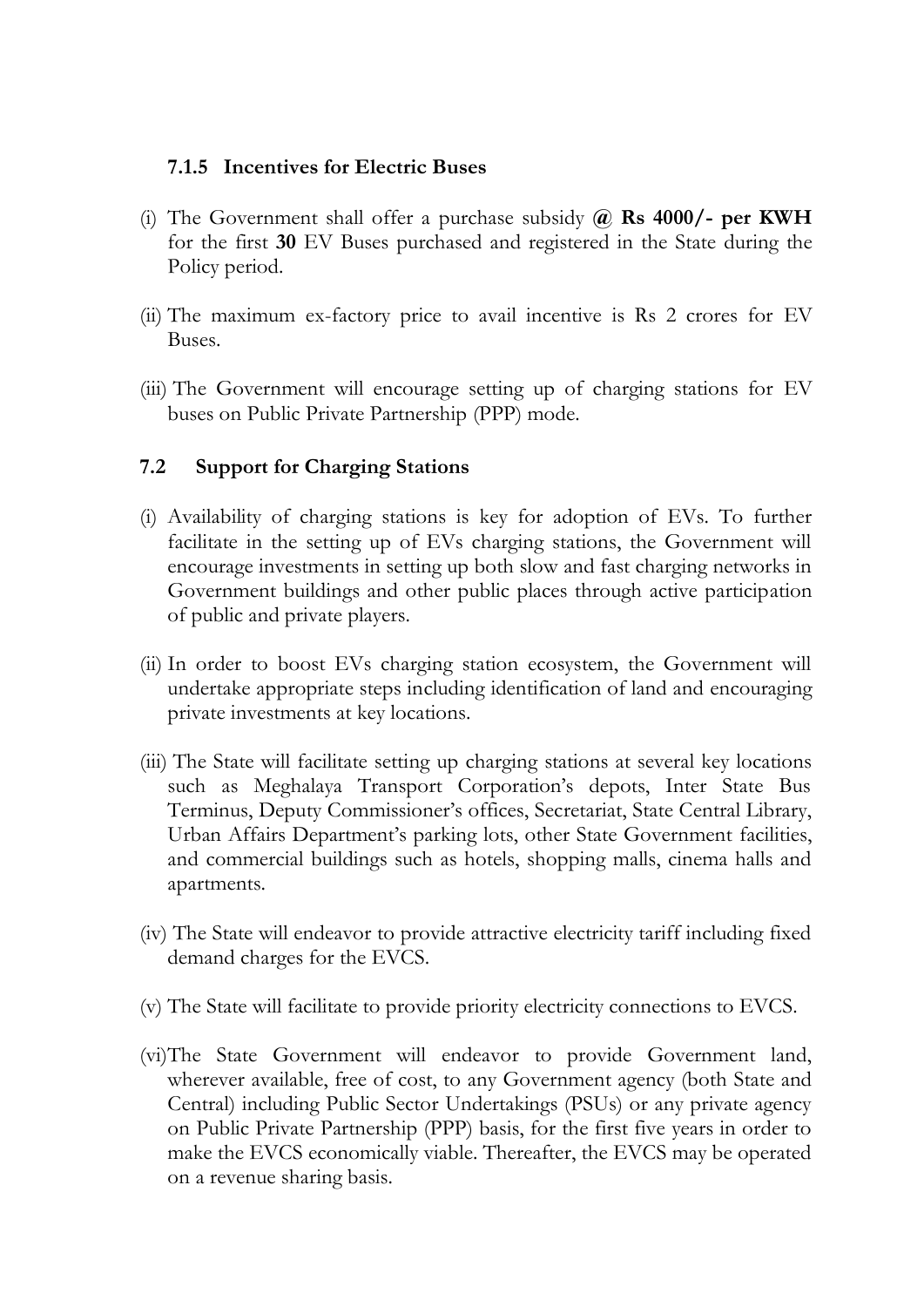### 7.1.5 Incentives for Electric Buses

(i) The Government shall offer a purchase subsidy **@ Rs 4000/- per KWH** for the first **30** EV Buses purchased and registered in the State during the Policy period.

(ii) The maximum ex-factory price to avail incentive is Rs 2 crores for EV Buses.

(iii) The Government will encourage setting up of charging stations for EV buses on Public Private Partnership (PPP) mode.

## 7.2 Support for Charging Stations

(i) Availability of charging stations is key for adoption of EVs. To further facilitate in the setting up of EVs charging stations, the Government will encourage investments in setting up both slow and fast charging networks in Government buildings and other public places through active participation of public and private players.

(ii) In order to boost EVs charging station ecosystem, the Government will undertake appropriate steps including identification of land and encouraging private investments at key locations.

(iii) The State will facilitate setting up charging stations at several key locations such as Meghalaya Transport Corporation's depots, Inter State Bus Terminus, Deputy Commissioner's offices, Secretariat, State Central Library, Urban Affairs Department's parking lots, other State Government facilities, and commercial buildings such as hotels, shopping malls, cinema halls and apartments.

(iv) The State will endeavor to provide attractive electricity tariff including fixed demand charges for the EVCS.

(v) The State will facilitate to provide priority electricity connections to EVCS.

(vi) The State Government will endeavor to provide Government land, wherever available, free of cost, to any Government agency (both State and Central) including Public Sector Undertakings (PSUs) or any private agency on Public Private Partnership (PPP) basis, for the first five years in order to make the EVCS economically viable. Thereafter, the EVCS may be operated on a revenue sharing basis.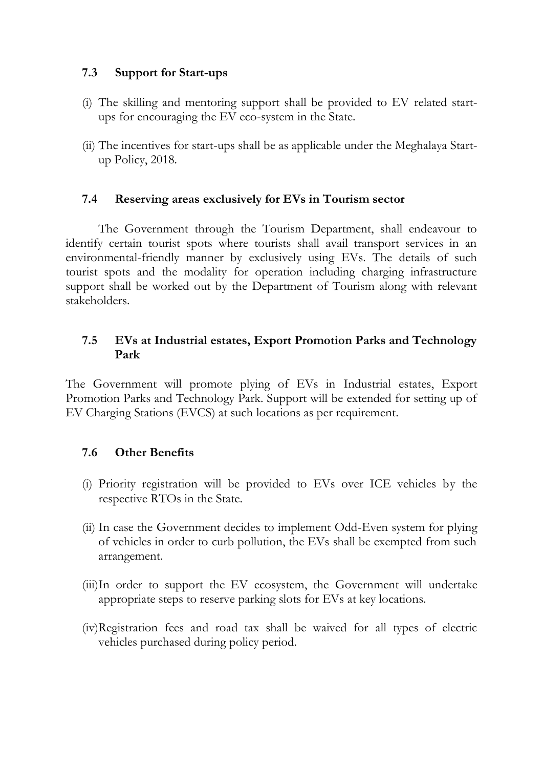### 7.3 Support for Start-ups

(i) The skilling and mentoring support shall be provided to EV related start-ups for encouraging the EV eco-system in the State.

(ii) The incentives for start-ups shall be as applicable under the Meghalaya Start-up Policy, 2018.

### 7.4 Reserving areas exclusively for EVs in Tourism sector

The Government through the Tourism Department, shall endeavour to identify certain tourist spots where tourists shall avail transport services in an environmental-friendly manner by exclusively using EVs. The details of such tourist spots and the modality for operation including charging infrastructure support shall be worked out by the Department of Tourism along with relevant stakeholders.

### 7.5 EVs at Industrial estates, Export Promotion Parks and Technology Park

The Government will promote plying of EVs in Industrial estates, Export Promotion Parks and Technology Park. Support will be extended for setting up of EV Charging Stations (EVCS) at such locations as per requirement.

### 7.6 Other Benefits

(i) Priority registration will be provided to EVs over ICE vehicles by the respective RTOs in the State.

(ii) In case the Government decides to implement Odd-Even system for plying of vehicles in order to curb pollution, the EVs shall be exempted from such arrangement.

(iii) In order to support the EV ecosystem, the Government will undertake appropriate steps to reserve parking slots for EVs at key locations.

(iv) Registration fees and road tax shall be waived for all types of electric vehicles purchased during policy period.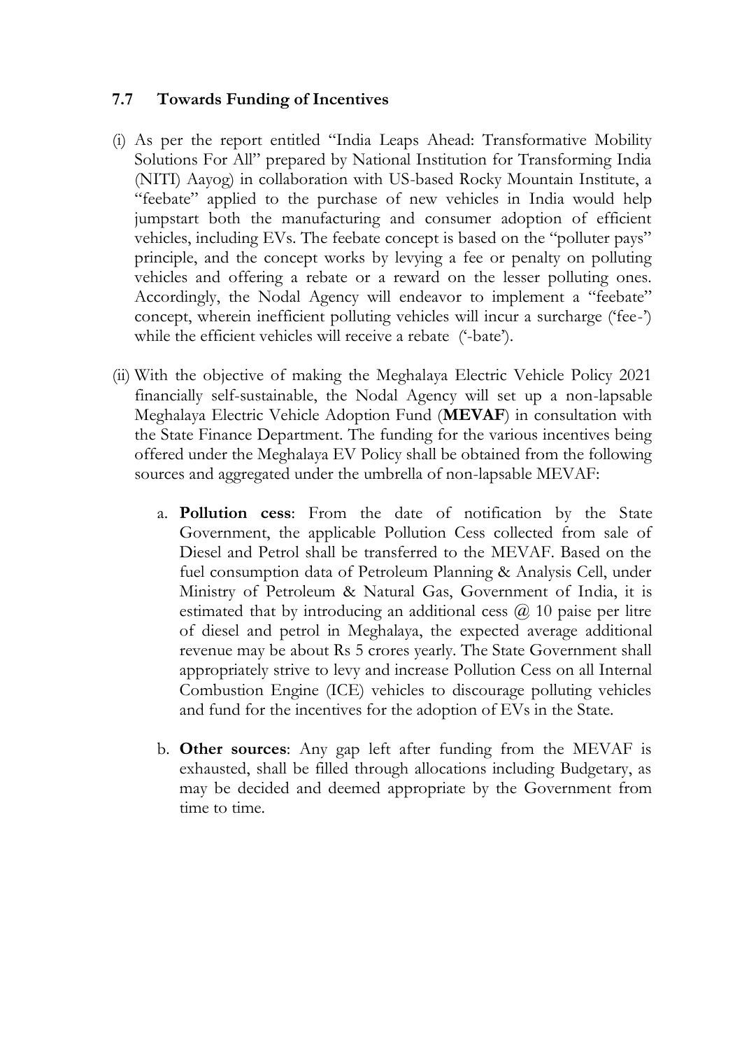### 7.7 Towards Funding of Incentives

(i) As per the report entitled "India Leaps Ahead: Transformative Mobility Solutions For All" prepared by National Institution for Transforming India (NITI) Aayog) in collaboration with US-based Rocky Mountain Institute, a "feebate" applied to the purchase of new vehicles in India would help jumpstart both the manufacturing and consumer adoption of efficient vehicles, including EVs. The feebate concept is based on the "polluter pays" principle, and the concept works by levying a fee or penalty on polluting vehicles and offering a rebate or a reward on the lesser polluting ones. Accordingly, the Nodal Agency will endeavor to implement a "feebate" concept, wherein inefficient polluting vehicles will incur a surcharge ('fee-') while the efficient vehicles will receive a rebate ('-bate').

(ii) With the objective of making the Meghalaya Electric Vehicle Policy 2021 financially self-sustainable, the Nodal Agency will set up a non-lapsable Meghalaya Electric Vehicle Adoption Fund (**MEVAF**) in consultation with the State Finance Department. The funding for the various incentives being offered under the Meghalaya EV Policy shall be obtained from the following sources and aggregated under the umbrella of non-lapsable MEVAF:

a. **Pollution cess**: From the date of notification by the State Government, the applicable Pollution Cess collected from sale of Diesel and Petrol shall be transferred to the MEVAF. Based on the fuel consumption data of Petroleum Planning & Analysis Cell, under Ministry of Petroleum & Natural Gas, Government of India, it is estimated that by introducing an additional cess @ 10 paise per litre of diesel and petrol in Meghalaya, the expected average additional revenue may be about Rs 5 crores yearly. The State Government shall appropriately strive to levy and increase Pollution Cess on all Internal Combustion Engine (ICE) vehicles to discourage polluting vehicles and fund for the incentives for the adoption of EVs in the State.

b. **Other sources**: Any gap left after funding from the MEVAF is exhausted, shall be filled through allocations including Budgetary, as may be decided and deemed appropriate by the Government from time to time.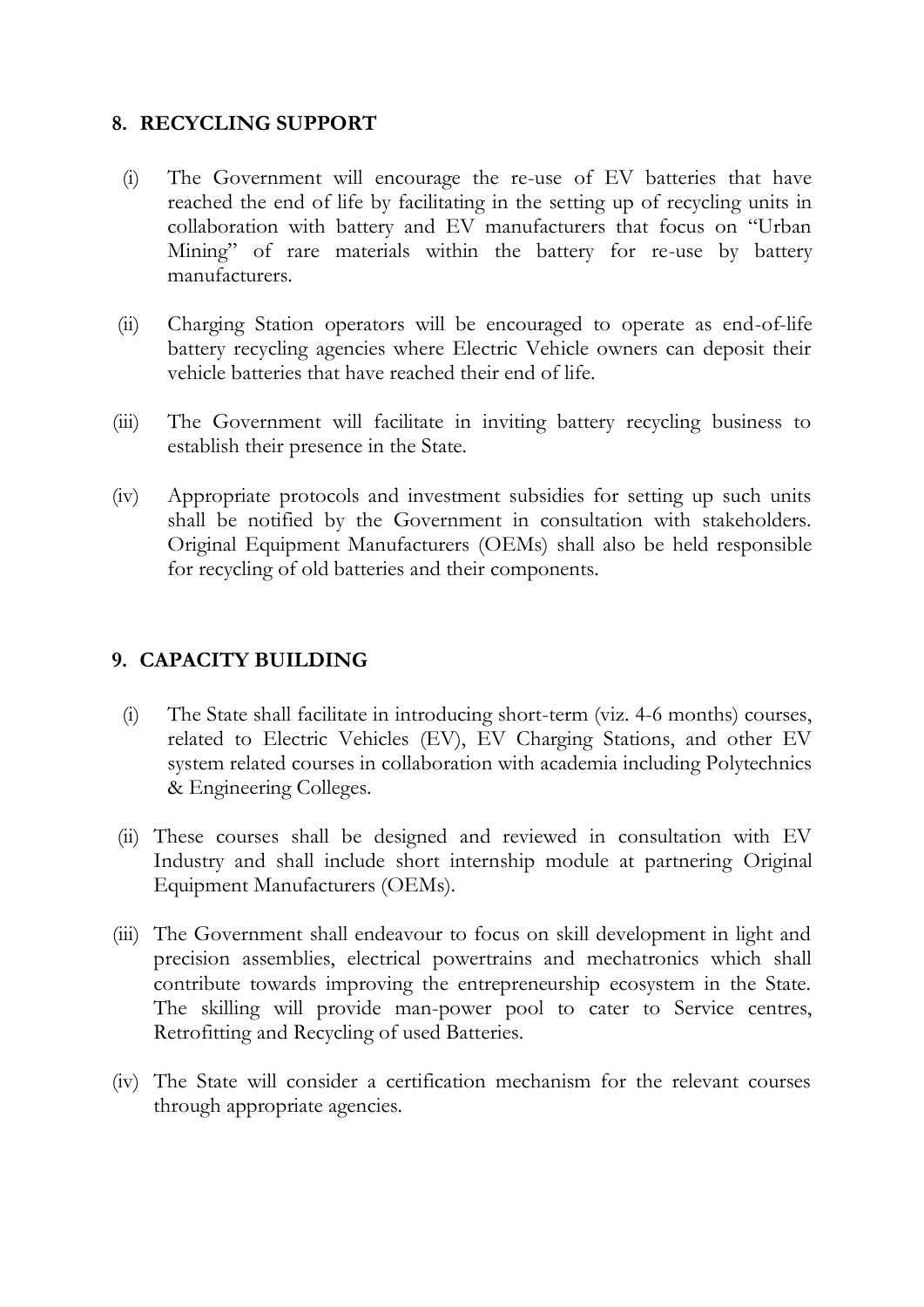## 8. RECYCLING SUPPORT

(i) The Government will encourage the re-use of EV batteries that have reached the end of life by facilitating in the setting up of recycling units in collaboration with battery and EV manufacturers that focus on "Urban Mining" of rare materials within the battery for re-use by battery manufacturers.

(ii) Charging Station operators will be encouraged to operate as end-of-life battery recycling agencies where Electric Vehicle owners can deposit their vehicle batteries that have reached their end of life.

(iii) The Government will facilitate in inviting battery recycling business to establish their presence in the State.

(iv) Appropriate protocols and investment subsidies for setting up such units shall be notified by the Government in consultation with stakeholders. Original Equipment Manufacturers (OEMs) shall also be held responsible for recycling of old batteries and their components.

## 9. CAPACITY BUILDING

(i) The State shall facilitate in introducing short-term (viz. 4-6 months) courses, related to Electric Vehicles (EV), EV Charging Stations, and other EV system related courses in collaboration with academia including Polytechnics & Engineering Colleges.

(ii) These courses shall be designed and reviewed in consultation with EV Industry and shall include short internship module at partnering Original Equipment Manufacturers (OEMs).

(iii) The Government shall endeavour to focus on skill development in light and precision assemblies, electrical powertrains and mechatronics which shall contribute towards improving the entrepreneurship ecosystem in the State. The skilling will provide man-power pool to cater to Service centres, Retrofitting and Recycling of used Batteries.

(iv) The State will consider a certification mechanism for the relevant courses through appropriate agencies.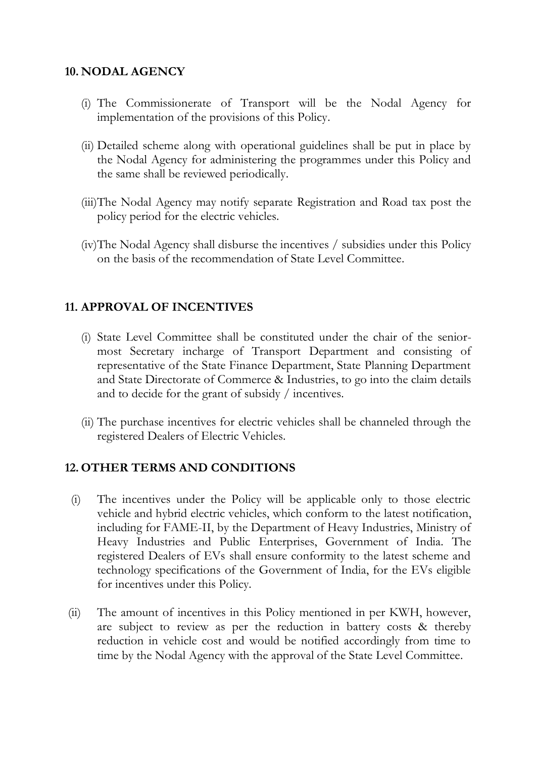## 10. NODAL AGENCY

(i) The Commissionerate of Transport will be the Nodal Agency for implementation of the provisions of this Policy.

(ii) Detailed scheme along with operational guidelines shall be put in place by the Nodal Agency for administering the programmes under this Policy and the same shall be reviewed periodically.

(iii) The Nodal Agency may notify separate Registration and Road tax post the policy period for the electric vehicles.

(iv) The Nodal Agency shall disburse the incentives / subsidies under this Policy on the basis of the recommendation of State Level Committee.

## 11. APPROVAL OF INCENTIVES

(i) State Level Committee shall be constituted under the chair of the senior-most Secretary incharge of Transport Department and consisting of representative of the State Finance Department, State Planning Department and State Directorate of Commerce & Industries, to go into the claim details and to decide for the grant of subsidy / incentives.

(ii) The purchase incentives for electric vehicles shall be channeled through the registered Dealers of Electric Vehicles.

## 12. OTHER TERMS AND CONDITIONS

(i) The incentives under the Policy will be applicable only to those electric vehicle and hybrid electric vehicles, which conform to the latest notification, including for FAME-II, by the Department of Heavy Industries, Ministry of Heavy Industries and Public Enterprises, Government of India. The registered Dealers of EVs shall ensure conformity to the latest scheme and technology specifications of the Government of India, for the EVs eligible for incentives under this Policy.

(ii) The amount of incentives in this Policy mentioned in per KWH, however, are subject to review as per the reduction in battery costs & thereby reduction in vehicle cost and would be notified accordingly from time to time by the Nodal Agency with the approval of the State Level Committee.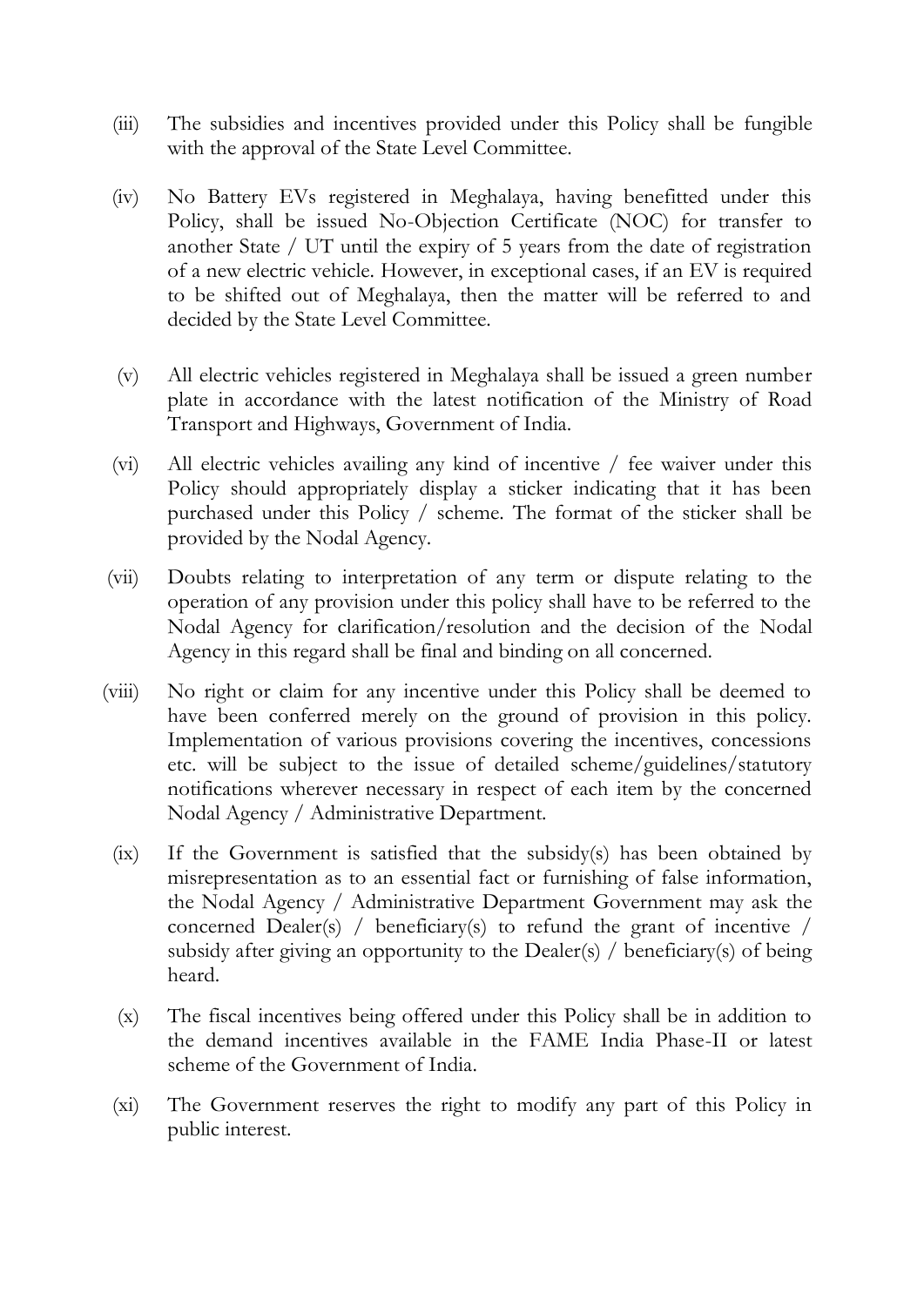(iii) The subsidies and incentives provided under this Policy shall be fungible with the approval of the State Level Committee.

(iv) No Battery EVs registered in Meghalaya, having benefitted under this Policy, shall be issued No-Objection Certificate (NOC) for transfer to another State / UT until the expiry of 5 years from the date of registration of a new electric vehicle. However, in exceptional cases, if an EV is required to be shifted out of Meghalaya, then the matter will be referred to and decided by the State Level Committee.

(v) All electric vehicles registered in Meghalaya shall be issued a green number plate in accordance with the latest notification of the Ministry of Road Transport and Highways, Government of India.

(vi) All electric vehicles availing any kind of incentive / fee waiver under this Policy should appropriately display a sticker indicating that it has been purchased under this Policy / scheme. The format of the sticker shall be provided by the Nodal Agency.

(vii) Doubts relating to interpretation of any term or dispute relating to the operation of any provision under this policy shall have to be referred to the Nodal Agency for clarification/resolution and the decision of the Nodal Agency in this regard shall be final and binding on all concerned.

(viii) No right or claim for any incentive under this Policy shall be deemed to have been conferred merely on the ground of provision in this policy. Implementation of various provisions covering the incentives, concessions etc. will be subject to the issue of detailed scheme/guidelines/statutory notifications wherever necessary in respect of each item by the concerned Nodal Agency / Administrative Department.

(ix) If the Government is satisfied that the subsidy(s) has been obtained by misrepresentation as to an essential fact or furnishing of false information, the Nodal Agency / Administrative Department Government may ask the concerned Dealer(s) / beneficiary(s) to refund the grant of incentive / subsidy after giving an opportunity to the Dealer(s) / beneficiary(s) of being heard.

(x) The fiscal incentives being offered under this Policy shall be in addition to the demand incentives available in the FAME India Phase-II or latest scheme of the Government of India.

(xi) The Government reserves the right to modify any part of this Policy in public interest.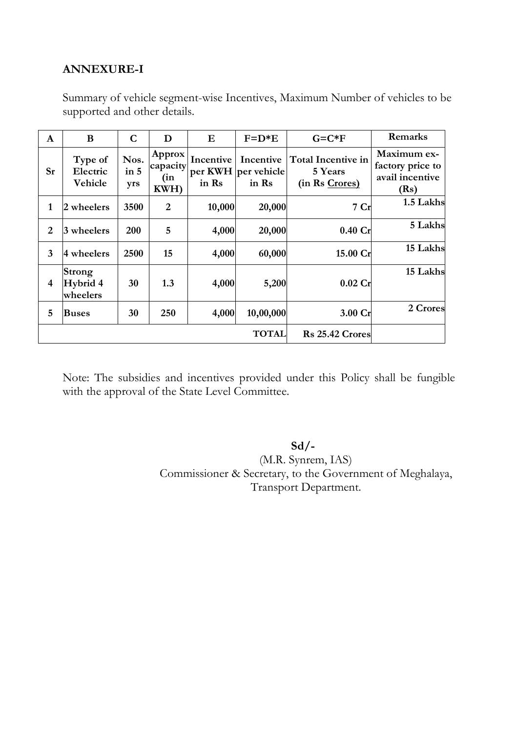**ANNEXURE-I**

Summary of vehicle segment-wise Incentives, Maximum Number of vehicles to be supported and other details.

| A | B | C | D | E | F=D*E | G=C*F | Remarks |
|---|---|---|---|---|---|---|---|
| **Sr** | **Type of Electric Vehicle** | **Nos. in 5 yrs** | **Approx capacity (in KWH)** | **Incentive per KWH in Rs** | **Incentive per vehicle in Rs** | **Total Incentive in 5 Years (in Rs Crores)** | **Maximum ex-factory price to avail incentive (Rs)** |
| 1 | 2 wheelers | 3500 | 2 | 10,000 | 20,000 | 7 Cr | 1.5 Lakhs |
| 2 | 3 wheelers | 200 | 5 | 4,000 | 20,000 | 0.40 Cr | 5 Lakhs |
| 3 | 4 wheelers | 2500 | 15 | 4,000 | 60,000 | 15.00 Cr | 15 Lakhs |
| 4 | Strong Hybrid 4 wheelers | 30 | 1.3 | 4,000 | 5,200 | 0.02 Cr | 15 Lakhs |
| 5 | Buses | 30 | 250 | 4,000 | 10,00,000 | 3.00 Cr | 2 Crores |
| | | | | | **TOTAL** | **Rs 25.42 Crores** | |

Note: The subsidies and incentives provided under this Policy shall be fungible with the approval of the State Level Committee.

**Sd/-**
(M.R. Synrem, IAS)
Commissioner & Secretary, to the Government of Meghalaya,
Transport Department.